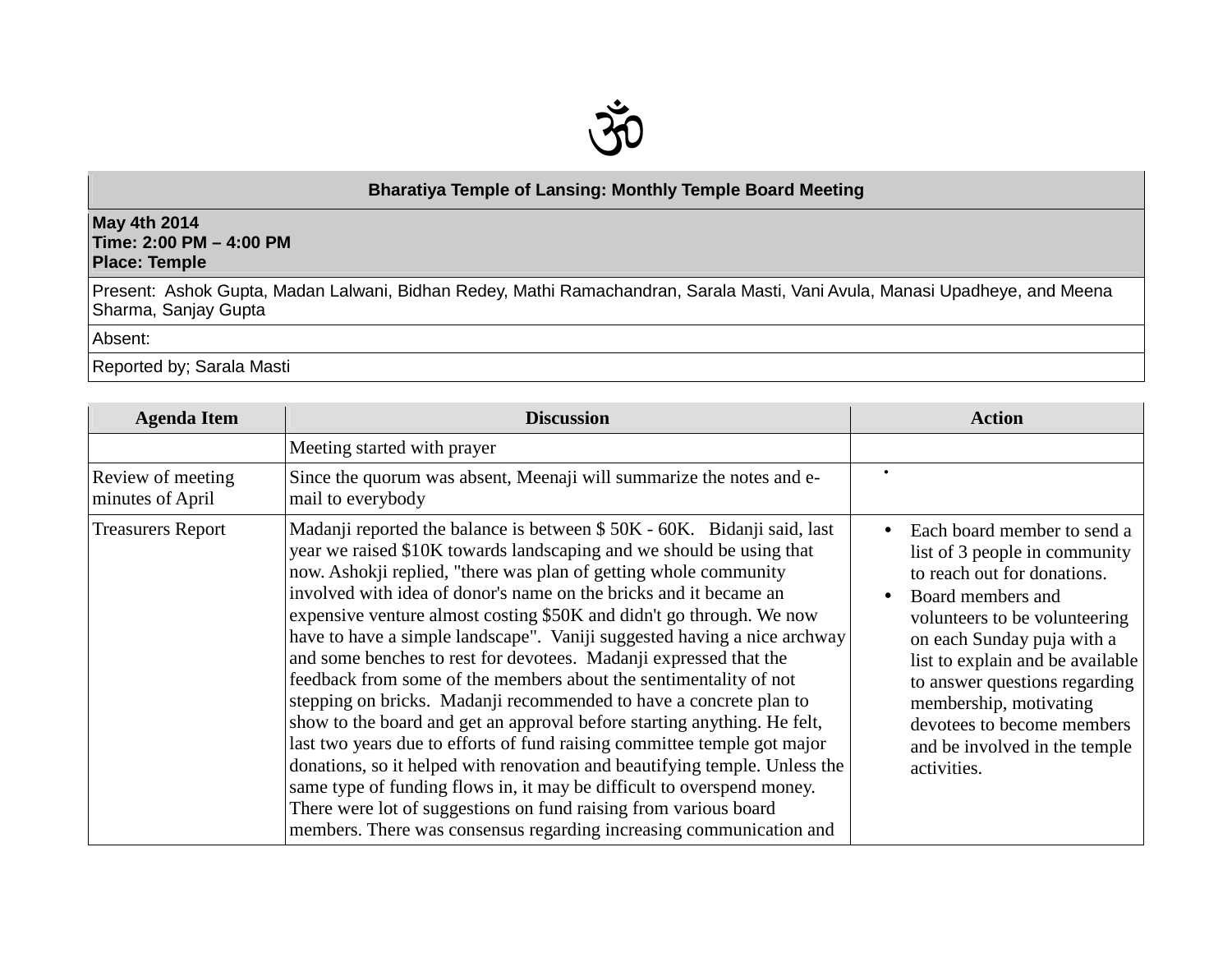ॐ

| Bharatiya Temple of Lansing: Monthly Temple Board Meeting |
|---|
| **May 4th 2014**<br>**Time: 2:00 PM – 4:00 PM**<br>**Place: Temple** |
| Present:  Ashok Gupta, Madan Lalwani, Bidhan Redey, Mathi Ramachandran, Sarala Masti, Vani Avula, Manasi Upadheye, and Meena Sharma, Sanjay Gupta |
| Absent: |
| Reported by; Sarala Masti |

| Agenda Item | Discussion | Action |
|---|---|---|
| | Meeting started with prayer | |
| Review of meeting minutes of April | Since the quorum was absent, Meenaji will summarize the notes and e-mail to everybody | • |
| Treasurers Report | Madanji reported the balance is between $ 50K - 60K.   Bidanji said, last year we raised $10K towards landscaping and we should be using that now. Ashokji replied, "there was plan of getting whole community involved with idea of donor's name on the bricks and it became an expensive venture almost costing $50K and didn't go through. We now have to have a simple landscape".  Vaniji suggested having a nice archway and some benches to rest for devotees.  Madanji expressed that the feedback from some of the members about the sentimentality of not stepping on bricks.  Madanji recommended to have a concrete plan to show to the board and get an approval before starting anything. He felt, last two years due to efforts of fund raising committee temple got major donations, so it helped with renovation and beautifying temple. Unless the same type of funding flows in, it may be difficult to overspend money. There were lot of suggestions on fund raising from various board members. There was consensus regarding increasing communication and | • Each board member to send a list of 3 people in community to reach out for donations.<br>• Board members and volunteers to be volunteering on each Sunday puja with a list to explain and be available to answer questions regarding membership, motivating devotees to become members and be involved in the temple activities. |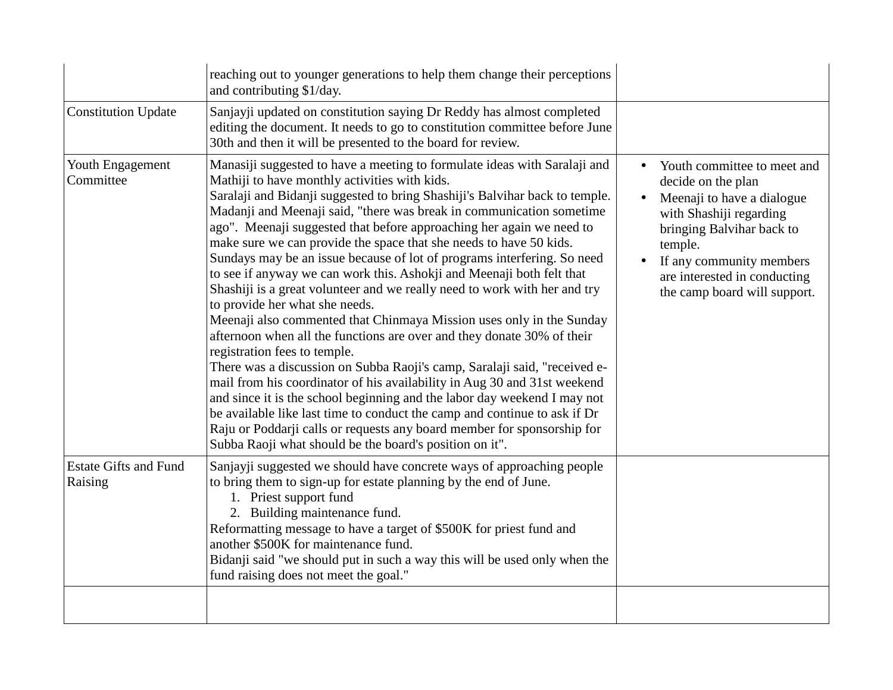| | | |
|---|---|---|
| | reaching out to younger generations to help them change their perceptions and contributing $1/day. | |
| Constitution Update | Sanjayji updated on constitution saying Dr Reddy has almost completed editing the document. It needs to go to constitution committee before June 30th and then it will be presented to the board for review. | |
| Youth Engagement Committee | Manasiji suggested to have a meeting to formulate ideas with Saralaji and Mathiji to have monthly activities with kids.<br>Saralaji and Bidanji suggested to bring Shashiji's Balvihar back to temple. Madanji and Meenaji said, "there was break in communication sometime ago". Meenaji suggested that before approaching her again we need to make sure we can provide the space that she needs to have 50 kids. Sundays may be an issue because of lot of programs interfering. So need to see if anyway we can work this. Ashokji and Meenaji both felt that Shashiji is a great volunteer and we really need to work with her and try to provide her what she needs.<br>Meenaji also commented that Chinmaya Mission uses only in the Sunday afternoon when all the functions are over and they donate 30% of their registration fees to temple.<br>There was a discussion on Subba Raoji's camp, Saralaji said, "received e-mail from his coordinator of his availability in Aug 30 and 31st weekend and since it is the school beginning and the labor day weekend I may not be available like last time to conduct the camp and continue to ask if Dr Raju or Poddarji calls or requests any board member for sponsorship for Subba Raoji what should be the board's position on it". | • Youth committee to meet and decide on the plan<br>• Meenaji to have a dialogue with Shashiji regarding bringing Balvihar back to temple.<br>• If any community members are interested in conducting the camp board will support. |
| Estate Gifts and Fund Raising | Sanjayji suggested we should have concrete ways of approaching people to bring them to sign-up for estate planning by the end of June.<br>1. Priest support fund<br>2. Building maintenance fund.<br>Reformatting message to have a target of $500K for priest fund and another $500K for maintenance fund.<br>Bidanji said "we should put in such a way this will be used only when the fund raising does not meet the goal." | |
| | | |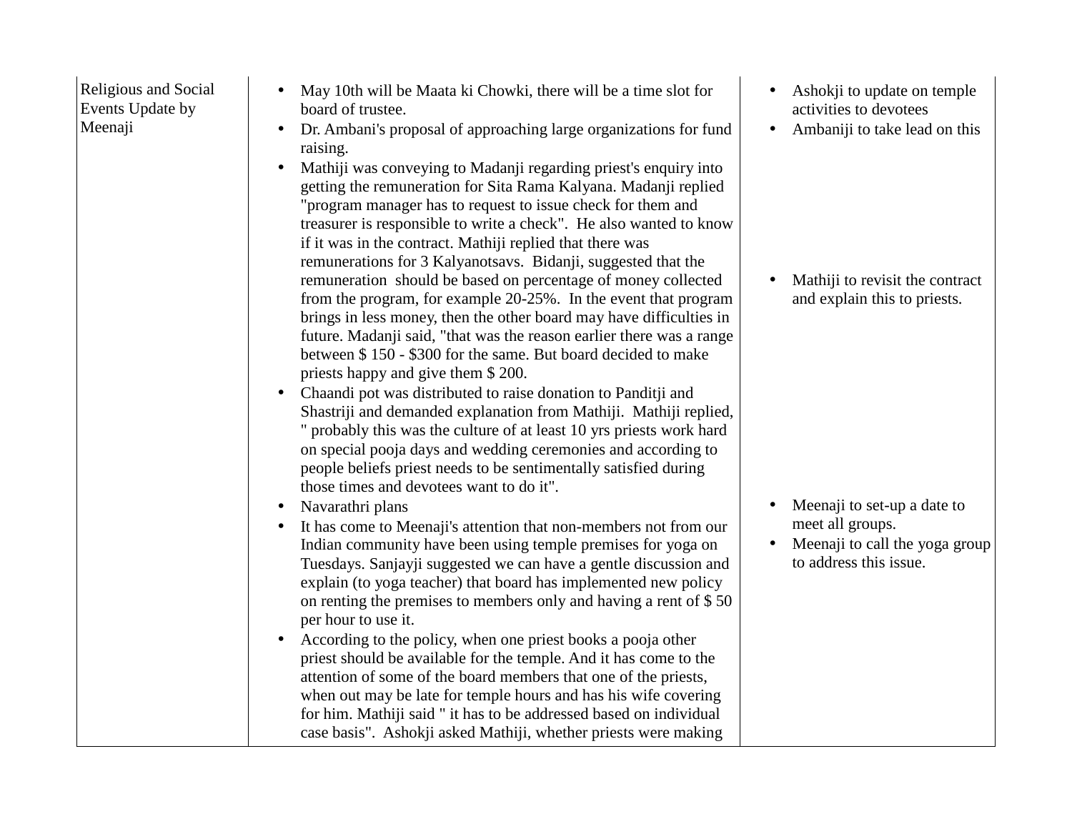| | | |
|---|---|---|
| Religious and Social Events Update by Meenaji | <ul><li>May 10th will be Maata ki Chowki, there will be a time slot for board of trustee.</li><li>Dr. Ambani's proposal of approaching large organizations for fund raising.</li><li>Mathiji was conveying to Madanji regarding priest's enquiry into getting the remuneration for Sita Rama Kalyana. Madanji replied "program manager has to request to issue check for them and treasurer is responsible to write a check". He also wanted to know if it was in the contract. Mathiji replied that there was remunerations for 3 Kalyanotsavs. Bidanji, suggested that the remuneration should be based on percentage of money collected from the program, for example 20-25%. In the event that program brings in less money, then the other board may have difficulties in future. Madanji said, "that was the reason earlier there was a range between $ 150 - $300 for the same. But board decided to make priests happy and give them $ 200.</li><li>Chaandi pot was distributed to raise donation to Panditji and Shastriji and demanded explanation from Mathiji. Mathiji replied, " probably this was the culture of at least 10 yrs priests work hard on special pooja days and wedding ceremonies and according to people beliefs priest needs to be sentimentally satisfied during those times and devotees want to do it".</li><li>Navarathri plans</li><li>It has come to Meenaji's attention that non-members not from our Indian community have been using temple premises for yoga on Tuesdays. Sanjayji suggested we can have a gentle discussion and explain (to yoga teacher) that board has implemented new policy on renting the premises to members only and having a rent of $ 50 per hour to use it.</li><li>According to the policy, when one priest books a pooja other priest should be available for the temple. And it has come to the attention of some of the board members that one of the priests, when out may be late for temple hours and has his wife covering for him. Mathiji said " it has to be addressed based on individual case basis". Ashokji asked Mathiji, whether priests were making</li></ul> | <ul><li>Ashokji to update on temple activities to devotees</li><li>Ambaniji to take lead on this</li><li>Mathiji to revisit the contract and explain this to priests.</li><li>Meenaji to set-up a date to meet all groups.</li><li>Meenaji to call the yoga group to address this issue.</li></ul> |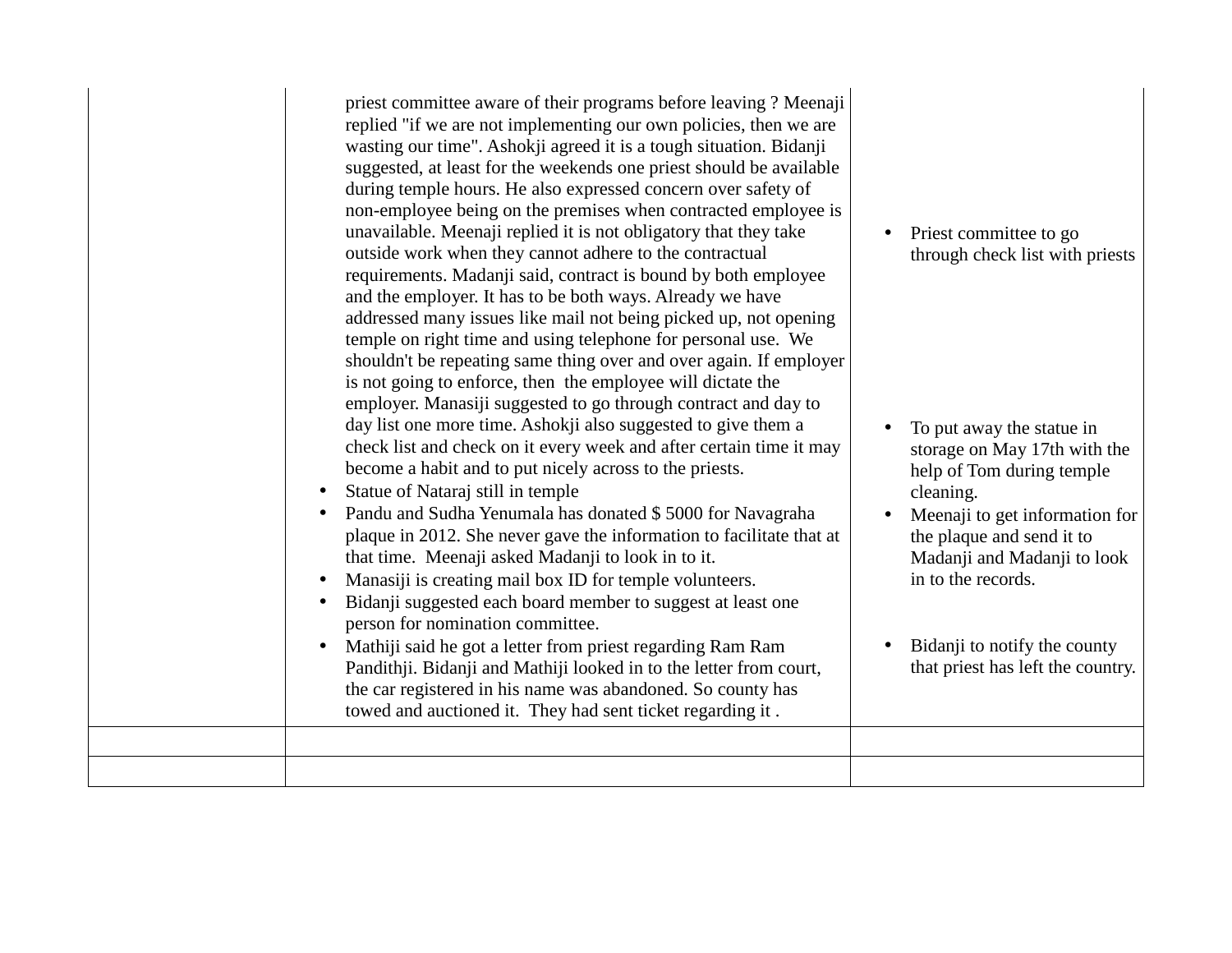| | | |
|---|---|---|
| | priest committee aware of their programs before leaving ? Meenaji replied "if we are not implementing our own policies, then we are wasting our time". Ashokji agreed it is a tough situation. Bidanji suggested, at least for the weekends one priest should be available during temple hours. He also expressed concern over safety of non-employee being on the premises when contracted employee is unavailable. Meenaji replied it is not obligatory that they take outside work when they cannot adhere to the contractual requirements. Madanji said, contract is bound by both employee and the employer. It has to be both ways. Already we have addressed many issues like mail not being picked up, not opening temple on right time and using telephone for personal use. We shouldn't be repeating same thing over and over again. If employer is not going to enforce, then the employee will dictate the employer. Manasiji suggested to go through contract and day to day list one more time. Ashokji also suggested to give them a check list and check on it every week and after certain time it may become a habit and to put nicely across to the priests.<br>• Statue of Nataraj still in temple<br>• Pandu and Sudha Yenumala has donated $ 5000 for Navagraha plaque in 2012. She never gave the information to facilitate that at that time. Meenaji asked Madanji to look in to it.<br>• Manasiji is creating mail box ID for temple volunteers.<br>• Bidanji suggested each board member to suggest at least one person for nomination committee.<br>• Mathiji said he got a letter from priest regarding Ram Ram Pandithji. Bidanji and Mathiji looked in to the letter from court, the car registered in his name was abandoned. So county has towed and auctioned it. They had sent ticket regarding it . | • Priest committee to go through check list with priests<br>• To put away the statue in storage on May 17th with the help of Tom during temple cleaning.<br>• Meenaji to get information for the plaque and send it to Madanji and Madanji to look in to the records.<br>• Bidanji to notify the county that priest has left the country. |
| | | |
| | | |